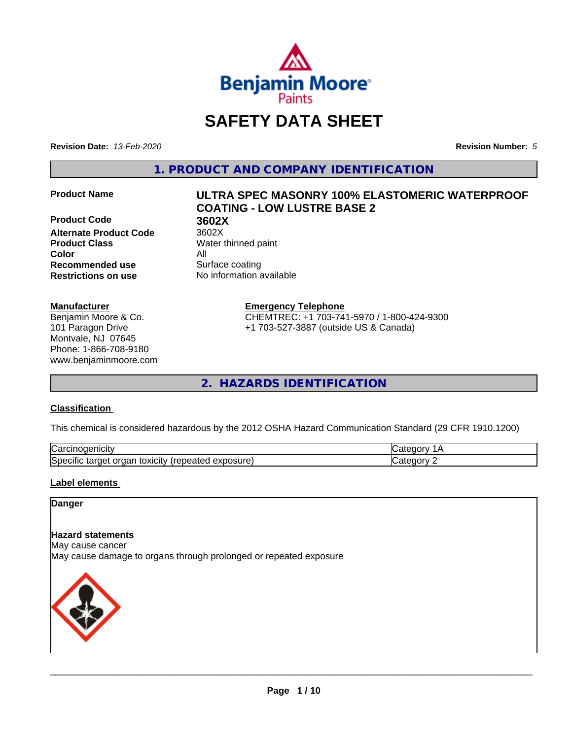# SAFETY DATA SHEET

**Revision Date:** *13-Feb-2020*

**Revision Number:** *5*

## 1. PRODUCT AND COMPANY IDENTIFICATION

| | |
|---|---|
| **Product Name** | **ULTRA SPEC MASONRY 100% ELASTOMERIC WATERPROOF COATING - LOW LUSTRE BASE 2** |
| **Product Code** | **3602X** |
| **Alternate Product Code** | 3602X |
| **Product Class** | Water thinned paint |
| **Color** | All |
| **Recommended use** | Surface coating |
| **Restrictions on use** | No information available |

**Manufacturer**
Benjamin Moore & Co.
101 Paragon Drive
Montvale, NJ 07645
Phone: 1-866-708-9180
www.benjaminmoore.com

**Emergency Telephone**
CHEMTREC: +1 703-741-5970 / 1-800-424-9300
+1 703-527-3887 (outside US & Canada)

## 2. HAZARDS IDENTIFICATION

**Classification**

This chemical is considered hazardous by the 2012 OSHA Hazard Communication Standard (29 CFR 1910.1200)

| | |
|---|---|
| Carcinogenicity | Category 1A |
| Specific target organ toxicity (repeated exposure) | Category 2 |

**Label elements**

**Danger**

**Hazard statements**
May cause cancer
May cause damage to organs through prolonged or repeated exposure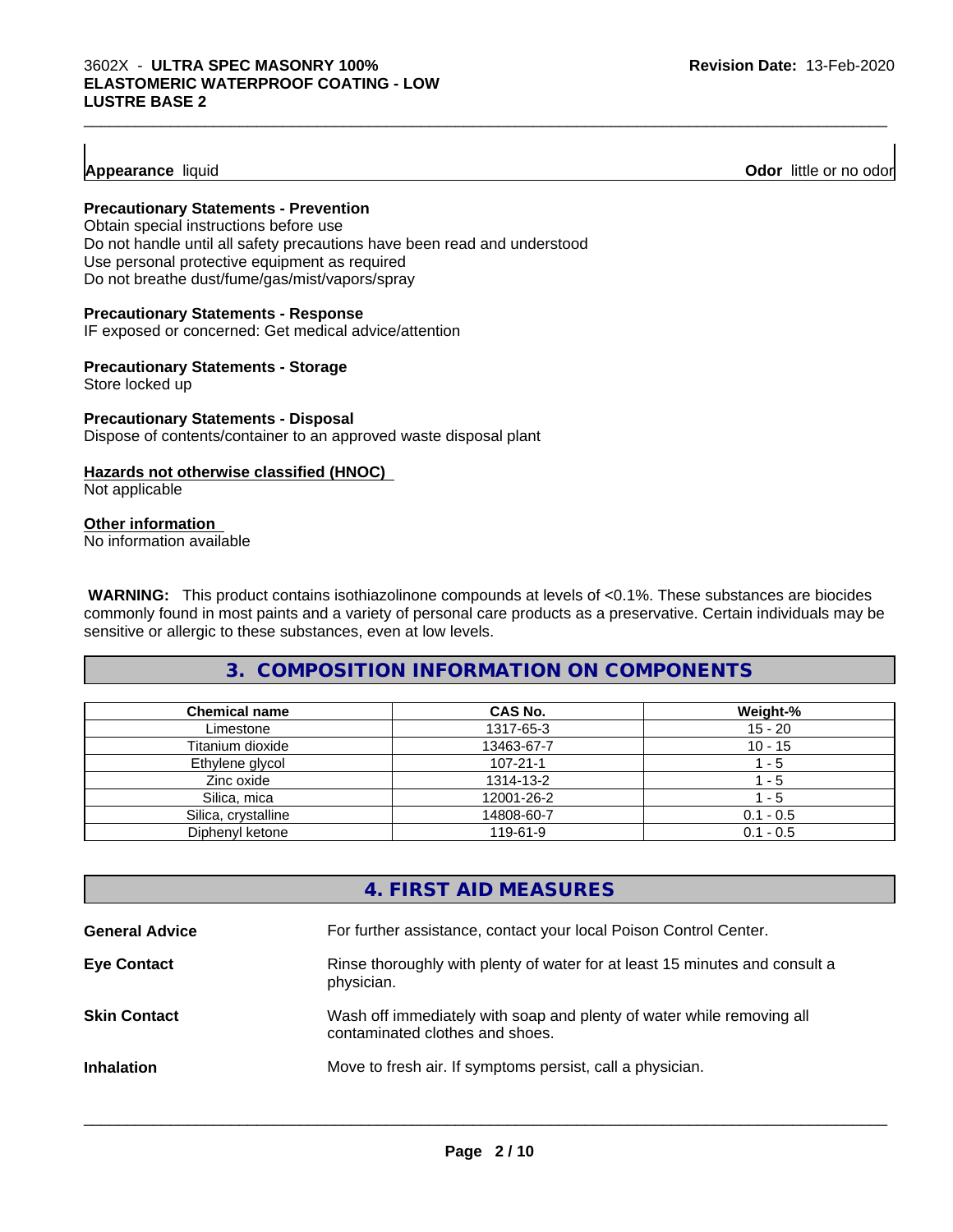**Appearance** liquid **Odor** little or no odor

**Precautionary Statements - Prevention**

Obtain special instructions before use
Do not handle until all safety precautions have been read and understood
Use personal protective equipment as required
Do not breathe dust/fume/gas/mist/vapors/spray

**Precautionary Statements - Response**

IF exposed or concerned: Get medical advice/attention

**Precautionary Statements - Storage**

Store locked up

**Precautionary Statements - Disposal**

Dispose of contents/container to an approved waste disposal plant

**Hazards not otherwise classified (HNOC)**

Not applicable

**Other information**

No information available

**WARNING:** This product contains isothiazolinone compounds at levels of <0.1%. These substances are biocides commonly found in most paints and a variety of personal care products as a preservative. Certain individuals may be sensitive or allergic to these substances, even at low levels.

## 3. COMPOSITION INFORMATION ON COMPONENTS

| Chemical name | CAS No. | Weight-% |
| --- | --- | --- |
| Limestone | 1317-65-3 | 15 - 20 |
| Titanium dioxide | 13463-67-7 | 10 - 15 |
| Ethylene glycol | 107-21-1 | 1 - 5 |
| Zinc oxide | 1314-13-2 | 1 - 5 |
| Silica, mica | 12001-26-2 | 1 - 5 |
| Silica, crystalline | 14808-60-7 | 0.1 - 0.5 |
| Diphenyl ketone | 119-61-9 | 0.1 - 0.5 |

## 4. FIRST AID MEASURES

**General Advice** For further assistance, contact your local Poison Control Center.

**Eye Contact** Rinse thoroughly with plenty of water for at least 15 minutes and consult a physician.

**Skin Contact** Wash off immediately with soap and plenty of water while removing all contaminated clothes and shoes.

**Inhalation** Move to fresh air. If symptoms persist, call a physician.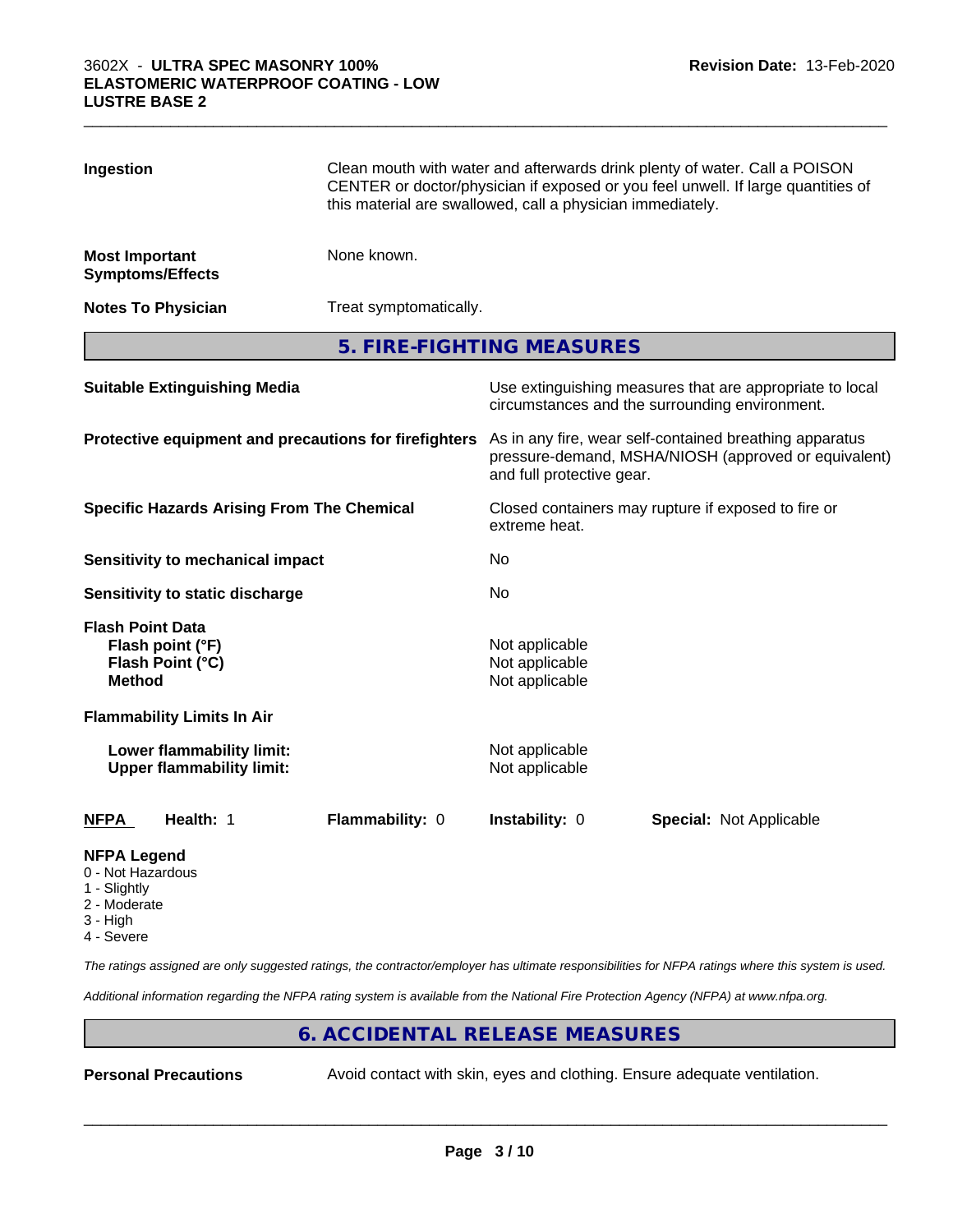**Ingestion** Clean mouth with water and afterwards drink plenty of water. Call a POISON CENTER or doctor/physician if exposed or you feel unwell. If large quantities of this material are swallowed, call a physician immediately.

**Most Important Symptoms/Effects** None known.

**Notes To Physician** Treat symptomatically.

## 5. FIRE-FIGHTING MEASURES

**Suitable Extinguishing Media** Use extinguishing measures that are appropriate to local circumstances and the surrounding environment.

**Protective equipment and precautions for firefighters** As in any fire, wear self-contained breathing apparatus pressure-demand, MSHA/NIOSH (approved or equivalent) and full protective gear.

**Specific Hazards Arising From The Chemical** Closed containers may rupture if exposed to fire or extreme heat.

**Sensitivity to mechanical impact** No

**Sensitivity to static discharge** No

**Flash Point Data**
**Flash point (°F)** Not applicable
**Flash Point (°C)** Not applicable
**Method** Not applicable

**Flammability Limits In Air**

**Lower flammability limit:** Not applicable
**Upper flammability limit:** Not applicable

| NFPA | Health: 1 | Flammability: 0 | Instability: 0 | Special: Not Applicable |
|---|---|---|---|---|

**NFPA Legend**
0 - Not Hazardous
1 - Slightly
2 - Moderate
3 - High
4 - Severe

*The ratings assigned are only suggested ratings, the contractor/employer has ultimate responsibilities for NFPA ratings where this system is used.*

*Additional information regarding the NFPA rating system is available from the National Fire Protection Agency (NFPA) at www.nfpa.org.*

## 6. ACCIDENTAL RELEASE MEASURES

**Personal Precautions** Avoid contact with skin, eyes and clothing. Ensure adequate ventilation.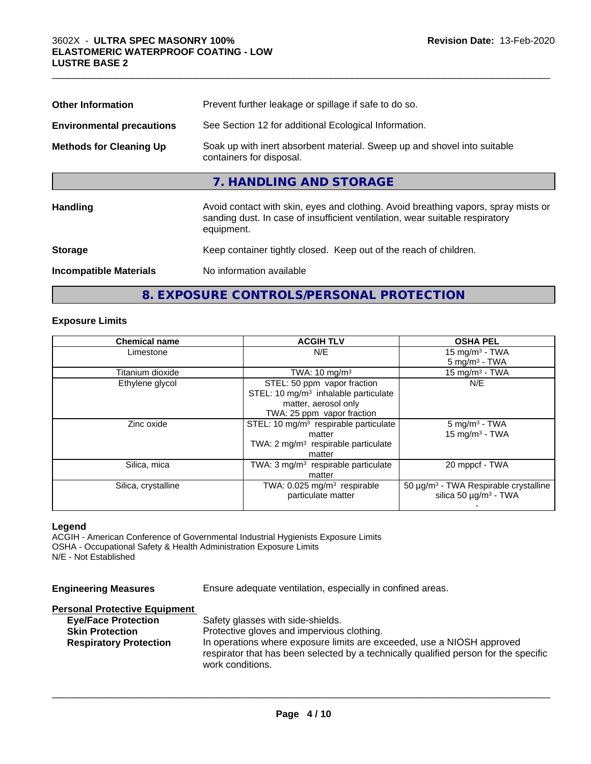| | |
|---|---|
| **Other Information** | Prevent further leakage or spillage if safe to do so. |
| **Environmental precautions** | See Section 12 for additional Ecological Information. |
| **Methods for Cleaning Up** | Soak up with inert absorbent material. Sweep up and shovel into suitable containers for disposal. |

## 7. HANDLING AND STORAGE

| | |
|---|---|
| **Handling** | Avoid contact with skin, eyes and clothing. Avoid breathing vapors, spray mists or sanding dust. In case of insufficient ventilation, wear suitable respiratory equipment. |
| **Storage** | Keep container tightly closed. Keep out of the reach of children. |
| **Incompatible Materials** | No information available |

## 8. EXPOSURE CONTROLS/PERSONAL PROTECTION

### Exposure Limits

| Chemical name | ACGIH TLV | OSHA PEL |
|---|---|---|
| Limestone | N/E | 15 mg/m³ - TWA<br>5 mg/m³ - TWA |
| Titanium dioxide | TWA: 10 mg/m³ | 15 mg/m³ - TWA |
| Ethylene glycol | STEL: 50 ppm vapor fraction<br>STEL: 10 mg/m³ inhalable particulate matter, aerosol only<br>TWA: 25 ppm vapor fraction | N/E |
| Zinc oxide | STEL: 10 mg/m³ respirable particulate matter<br>TWA: 2 mg/m³ respirable particulate matter | 5 mg/m³ - TWA<br>15 mg/m³ - TWA |
| Silica, mica | TWA: 3 mg/m³ respirable particulate matter | 20 mppcf - TWA |
| Silica, crystalline | TWA: 0.025 mg/m³ respirable particulate matter | 50 µg/m³ - TWA Respirable crystalline silica 50 µg/m³ - TWA<br>- |

**Legend**
ACGIH - American Conference of Governmental Industrial Hygienists Exposure Limits
OSHA - Occupational Safety & Health Administration Exposure Limits
N/E - Not Established

**Engineering Measures** Ensure adequate ventilation, especially in confined areas.

**Personal Protective Equipment**

| | |
|---|---|
| **Eye/Face Protection** | Safety glasses with side-shields. |
| **Skin Protection** | Protective gloves and impervious clothing. |
| **Respiratory Protection** | In operations where exposure limits are exceeded, use a NIOSH approved respirator that has been selected by a technically qualified person for the specific work conditions. |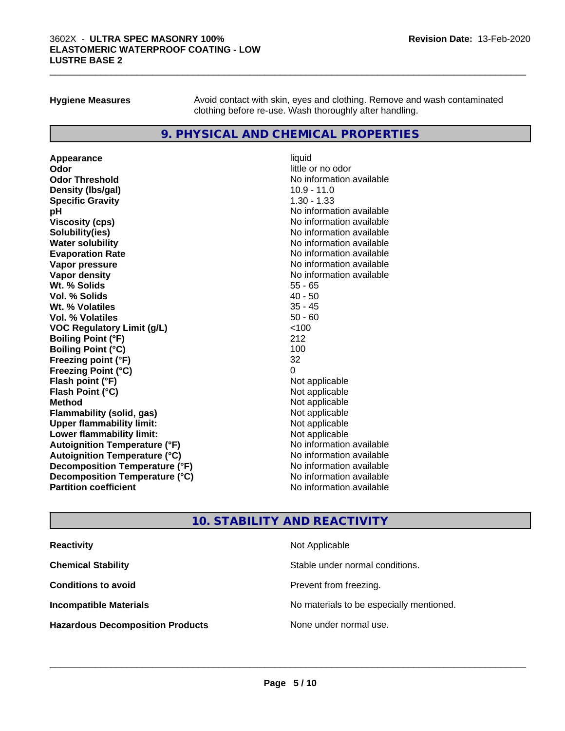**Hygiene Measures** Avoid contact with skin, eyes and clothing. Remove and wash contaminated clothing before re-use. Wash thoroughly after handling.

## 9. PHYSICAL AND CHEMICAL PROPERTIES

| Property | Value |
|---|---|
| **Appearance** | liquid |
| **Odor** | little or no odor |
| **Odor Threshold** | No information available |
| **Density (lbs/gal)** | 10.9 - 11.0 |
| **Specific Gravity** | 1.30 - 1.33 |
| **pH** | No information available |
| **Viscosity (cps)** | No information available |
| **Solubility(ies)** | No information available |
| **Water solubility** | No information available |
| **Evaporation Rate** | No information available |
| **Vapor pressure** | No information available |
| **Vapor density** | No information available |
| **Wt. % Solids** | 55 - 65 |
| **Vol. % Solids** | 40 - 50 |
| **Wt. % Volatiles** | 35 - 45 |
| **Vol. % Volatiles** | 50 - 60 |
| **VOC Regulatory Limit (g/L)** | <100 |
| **Boiling Point (°F)** | 212 |
| **Boiling Point (°C)** | 100 |
| **Freezing point (°F)** | 32 |
| **Freezing Point (°C)** | 0 |
| **Flash point (°F)** | Not applicable |
| **Flash Point (°C)** | Not applicable |
| **Method** | Not applicable |
| **Flammability (solid, gas)** | Not applicable |
| **Upper flammability limit:** | Not applicable |
| **Lower flammability limit:** | Not applicable |
| **Autoignition Temperature (°F)** | No information available |
| **Autoignition Temperature (°C)** | No information available |
| **Decomposition Temperature (°F)** | No information available |
| **Decomposition Temperature (°C)** | No information available |
| **Partition coefficient** | No information available |

## 10. STABILITY AND REACTIVITY

| Property | Value |
|---|---|
| **Reactivity** | Not Applicable |
| **Chemical Stability** | Stable under normal conditions. |
| **Conditions to avoid** | Prevent from freezing. |
| **Incompatible Materials** | No materials to be especially mentioned. |
| **Hazardous Decomposition Products** | None under normal use. |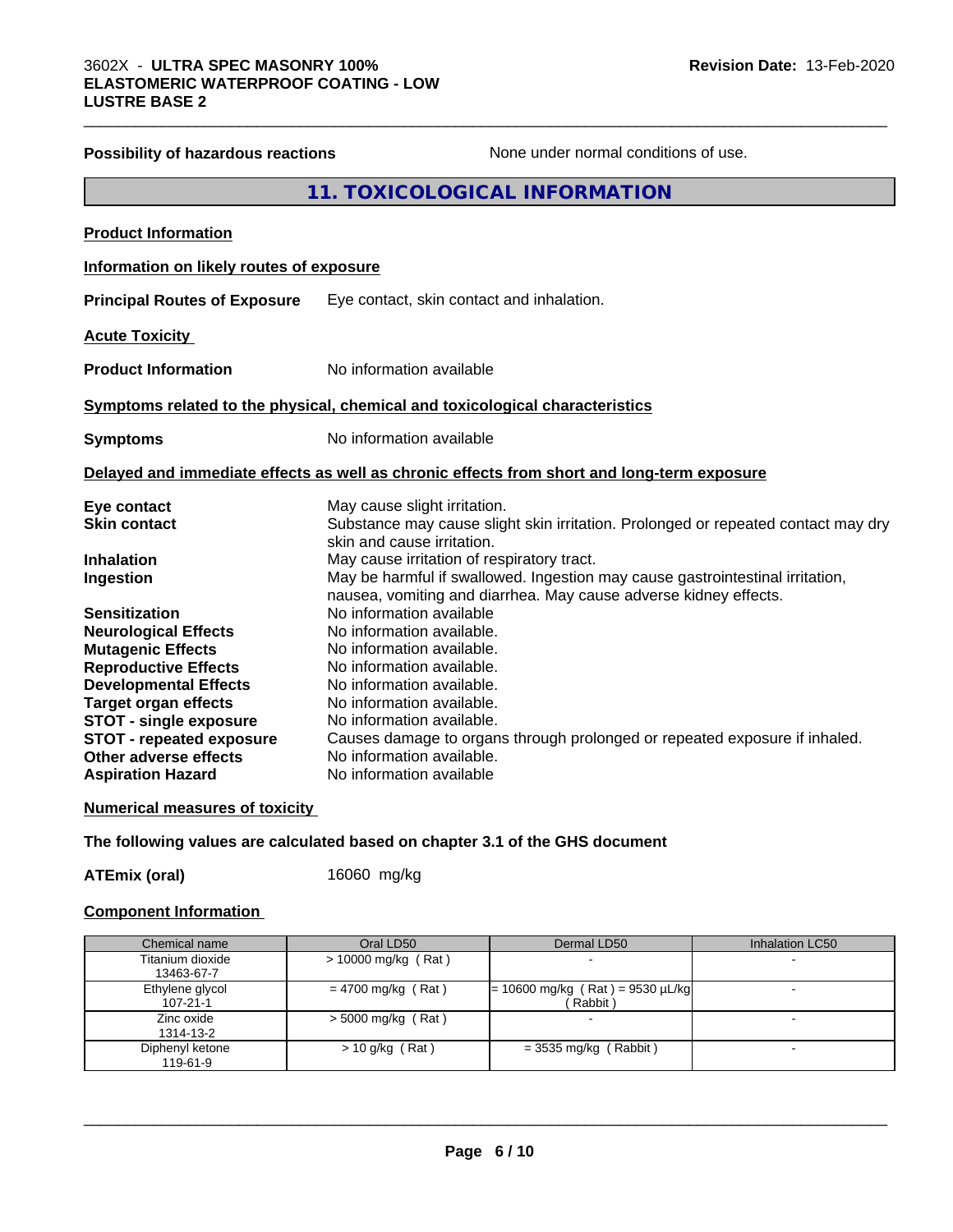**Possibility of hazardous reactions** None under normal conditions of use.

## 11. TOXICOLOGICAL INFORMATION

**Product Information**

**Information on likely routes of exposure**

**Principal Routes of Exposure** Eye contact, skin contact and inhalation.

**Acute Toxicity**

**Product Information** No information available

**Symptoms related to the physical, chemical and toxicological characteristics**

**Symptoms** No information available

**Delayed and immediate effects as well as chronic effects from short and long-term exposure**

**Eye contact** May cause slight irritation.
**Skin contact** Substance may cause slight skin irritation. Prolonged or repeated contact may dry skin and cause irritation.
**Inhalation** May cause irritation of respiratory tract.
**Ingestion** May be harmful if swallowed. Ingestion may cause gastrointestinal irritation, nausea, vomiting and diarrhea. May cause adverse kidney effects.
**Sensitization** No information available
**Neurological Effects** No information available.
**Mutagenic Effects** No information available.
**Reproductive Effects** No information available.
**Developmental Effects** No information available.
**Target organ effects** No information available.
**STOT - single exposure** No information available.
**STOT - repeated exposure** Causes damage to organs through prolonged or repeated exposure if inhaled.
**Other adverse effects** No information available.
**Aspiration Hazard** No information available

**Numerical measures of toxicity**

**The following values are calculated based on chapter 3.1 of the GHS document**

**ATEmix (oral)** 16060 mg/kg

**Component Information**

| Chemical name | Oral LD50 | Dermal LD50 | Inhalation LC50 |
|---|---|---|---|
| Titanium dioxide<br>13463-67-7 | > 10000 mg/kg ( Rat ) | - | - |
| Ethylene glycol<br>107-21-1 | = 4700 mg/kg ( Rat ) | = 10600 mg/kg ( Rat ) = 9530 µL/kg ( Rabbit ) | - |
| Zinc oxide<br>1314-13-2 | > 5000 mg/kg ( Rat ) | - | - |
| Diphenyl ketone<br>119-61-9 | > 10 g/kg ( Rat ) | = 3535 mg/kg ( Rabbit ) | - |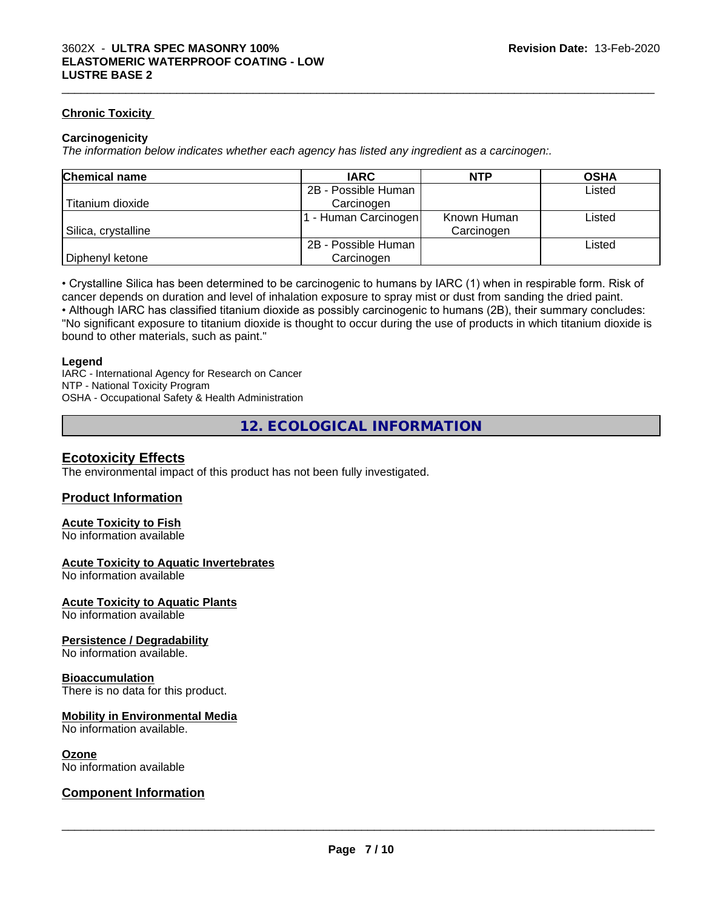#### Chronic Toxicity

**Carcinogenicity**

*The information below indicates whether each agency has listed any ingredient as a carcinogen:.*

| Chemical name | IARC | NTP | OSHA |
|---|---|---|---|
| Titanium dioxide | 2B - Possible Human Carcinogen | | Listed |
| Silica, crystalline | 1 - Human Carcinogen | Known Human Carcinogen | Listed |
| Diphenyl ketone | 2B - Possible Human Carcinogen | | Listed |

• Crystalline Silica has been determined to be carcinogenic to humans by IARC (1) when in respirable form. Risk of cancer depends on duration and level of inhalation exposure to spray mist or dust from sanding the dried paint.
• Although IARC has classified titanium dioxide as possibly carcinogenic to humans (2B), their summary concludes: "No significant exposure to titanium dioxide is thought to occur during the use of products in which titanium dioxide is bound to other materials, such as paint."

**Legend**
IARC - International Agency for Research on Cancer
NTP - National Toxicity Program
OSHA - Occupational Safety & Health Administration

## 12. ECOLOGICAL INFORMATION

### Ecotoxicity Effects

The environmental impact of this product has not been fully investigated.

### Product Information

#### Acute Toxicity to Fish

No information available

#### Acute Toxicity to Aquatic Invertebrates

No information available

#### Acute Toxicity to Aquatic Plants

No information available

#### Persistence / Degradability

No information available.

#### Bioaccumulation

There is no data for this product.

#### Mobility in Environmental Media

No information available.

#### Ozone

No information available

### Component Information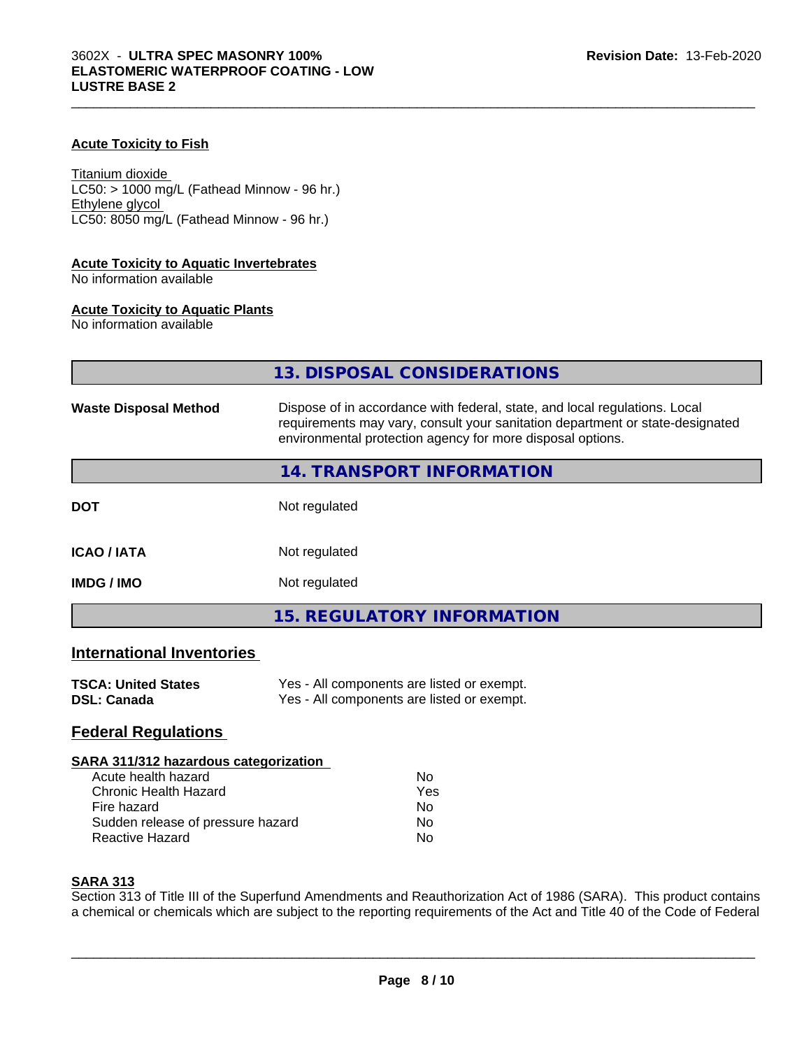**Acute Toxicity to Fish**

Titanium dioxide
LC50: > 1000 mg/L (Fathead Minnow - 96 hr.)
Ethylene glycol
LC50: 8050 mg/L (Fathead Minnow - 96 hr.)

**Acute Toxicity to Aquatic Invertebrates**
No information available

**Acute Toxicity to Aquatic Plants**
No information available

## 13. DISPOSAL CONSIDERATIONS

| | |
|---|---|
| **Waste Disposal Method** | Dispose of in accordance with federal, state, and local regulations. Local requirements may vary, consult your sanitation department or state-designated environmental protection agency for more disposal options. |

## 14. TRANSPORT INFORMATION

| | |
|---|---|
| **DOT** | Not regulated |
| **ICAO / IATA** | Not regulated |
| **IMDG / IMO** | Not regulated |

## 15. REGULATORY INFORMATION

### International Inventories

| | |
|---|---|
| **TSCA: United States** | Yes - All components are listed or exempt. |
| **DSL: Canada** | Yes - All components are listed or exempt. |

### Federal Regulations

**SARA 311/312 hazardous categorization**

| | |
|---|---|
| Acute health hazard | No |
| Chronic Health Hazard | Yes |
| Fire hazard | No |
| Sudden release of pressure hazard | No |
| Reactive Hazard | No |

**SARA 313**
Section 313 of Title III of the Superfund Amendments and Reauthorization Act of 1986 (SARA). This product contains a chemical or chemicals which are subject to the reporting requirements of the Act and Title 40 of the Code of Federal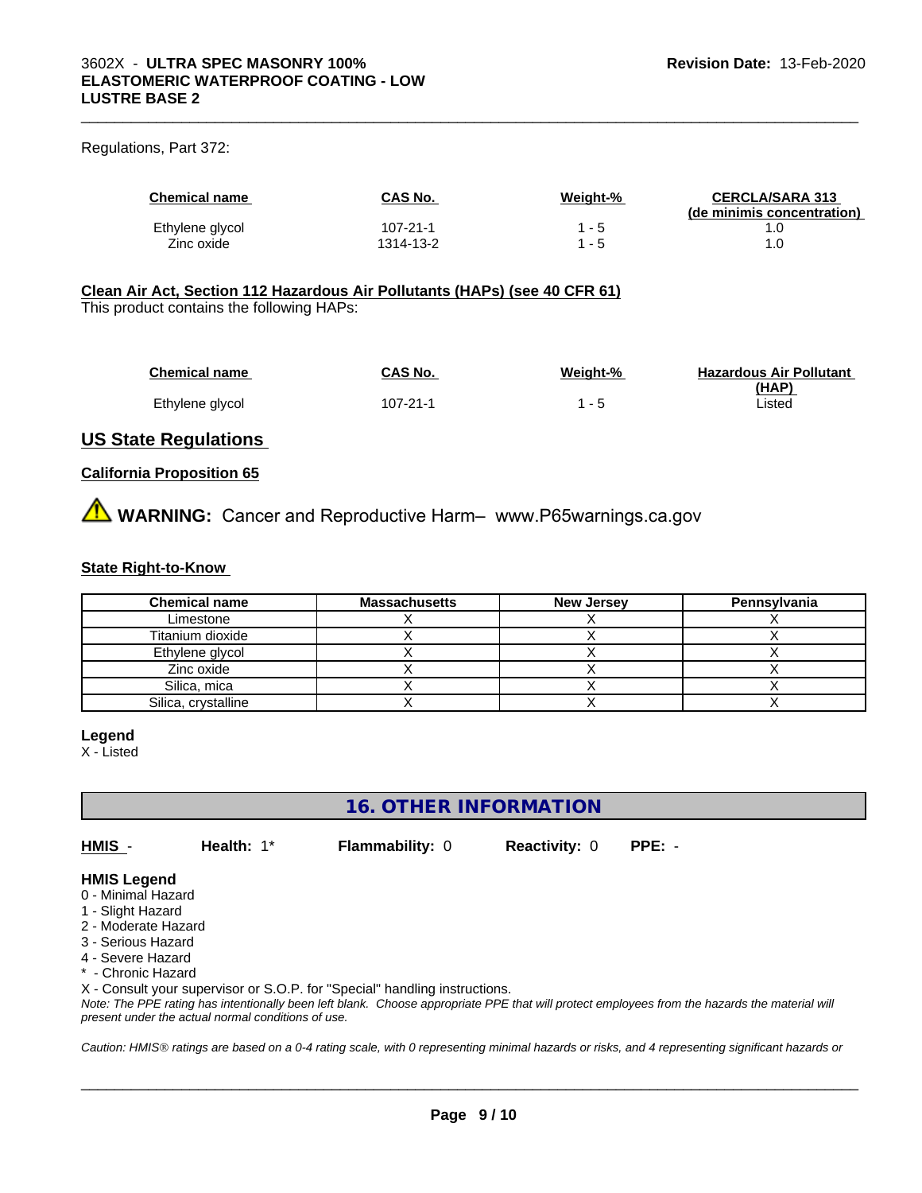Regulations, Part 372:

| Chemical name | CAS No. | Weight-% | CERCLA/SARA 313 (de minimis concentration) |
|---|---|---|---|
| Ethylene glycol | 107-21-1 | 1 - 5 | 1.0 |
| Zinc oxide | 1314-13-2 | 1 - 5 | 1.0 |

**Clean Air Act, Section 112 Hazardous Air Pollutants (HAPs) (see 40 CFR 61)**
This product contains the following HAPs:

| Chemical name | CAS No. | Weight-% | Hazardous Air Pollutant (HAP) |
|---|---|---|---|
| Ethylene glycol | 107-21-1 | 1 - 5 | Listed |

## US State Regulations

**California Proposition 65**

⚠ **WARNING:** Cancer and Reproductive Harm– www.P65warnings.ca.gov

**State Right-to-Know**

| Chemical name | Massachusetts | New Jersey | Pennsylvania |
|---|---|---|---|
| Limestone | X | X | X |
| Titanium dioxide | X | X | X |
| Ethylene glycol | X | X | X |
| Zinc oxide | X | X | X |
| Silica, mica | X | X | X |
| Silica, crystalline | X | X | X |

**Legend**
X - Listed

## 16. OTHER INFORMATION

**HMIS** - **Health:** 1* **Flammability:** 0 **Reactivity:** 0 **PPE:** -

**HMIS Legend**
0 - Minimal Hazard
1 - Slight Hazard
2 - Moderate Hazard
3 - Serious Hazard
4 - Severe Hazard
* - Chronic Hazard
X - Consult your supervisor or S.O.P. for "Special" handling instructions.
*Note: The PPE rating has intentionally been left blank. Choose appropriate PPE that will protect employees from the hazards the material will present under the actual normal conditions of use.*

*Caution: HMIS® ratings are based on a 0-4 rating scale, with 0 representing minimal hazards or risks, and 4 representing significant hazards or*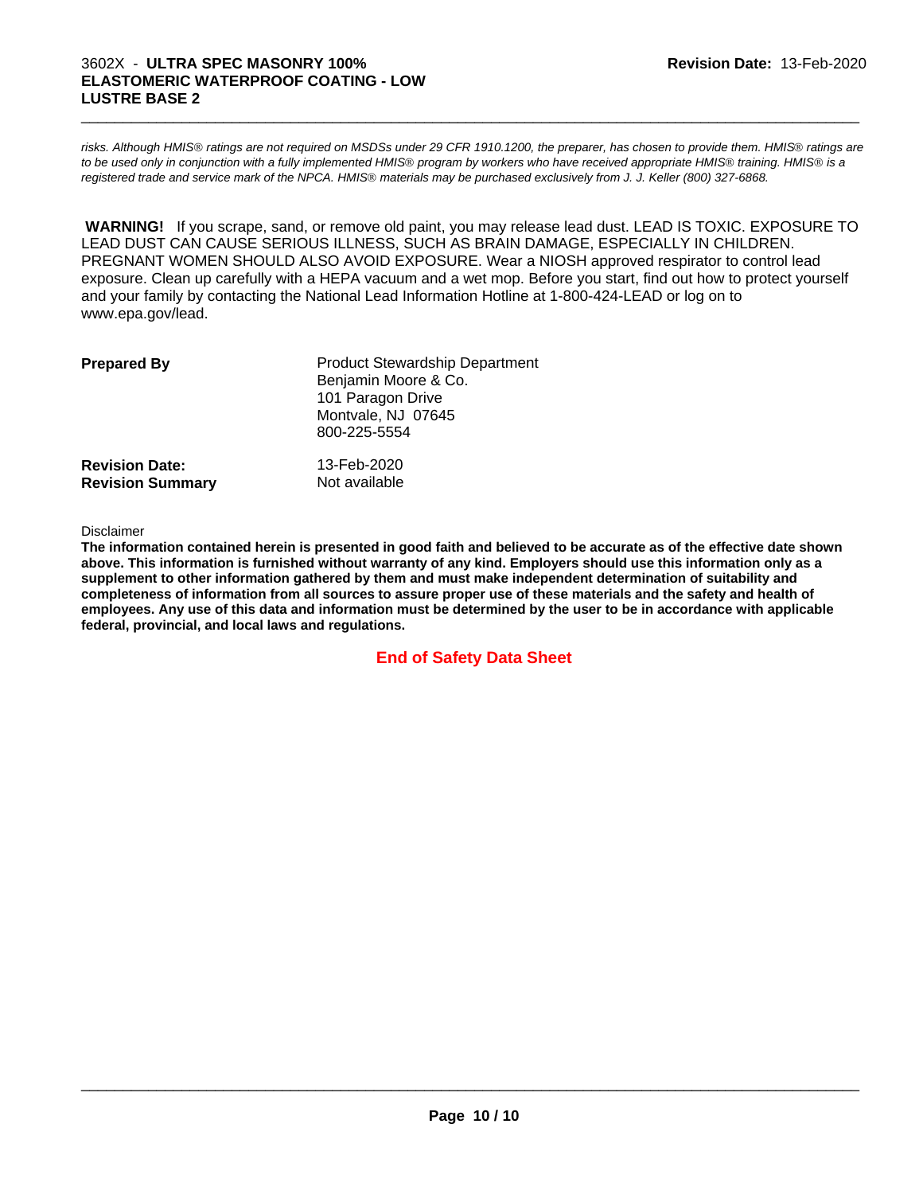*risks. Although HMIS® ratings are not required on MSDSs under 29 CFR 1910.1200, the preparer, has chosen to provide them. HMIS® ratings are to be used only in conjunction with a fully implemented HMIS® program by workers who have received appropriate HMIS® training. HMIS® is a registered trade and service mark of the NPCA. HMIS® materials may be purchased exclusively from J. J. Keller (800) 327-6868.*

**WARNING!** If you scrape, sand, or remove old paint, you may release lead dust. LEAD IS TOXIC. EXPOSURE TO LEAD DUST CAN CAUSE SERIOUS ILLNESS, SUCH AS BRAIN DAMAGE, ESPECIALLY IN CHILDREN. PREGNANT WOMEN SHOULD ALSO AVOID EXPOSURE. Wear a NIOSH approved respirator to control lead exposure. Clean up carefully with a HEPA vacuum and a wet mop. Before you start, find out how to protect yourself and your family by contacting the National Lead Information Hotline at 1-800-424-LEAD or log on to www.epa.gov/lead.

| | |
|---|---|
| **Prepared By** | Product Stewardship Department<br>Benjamin Moore & Co.<br>101 Paragon Drive<br>Montvale, NJ 07645<br>800-225-5554 |
| **Revision Date:** | 13-Feb-2020 |
| **Revision Summary** | Not available |

Disclaimer

**The information contained herein is presented in good faith and believed to be accurate as of the effective date shown above. This information is furnished without warranty of any kind. Employers should use this information only as a supplement to other information gathered by them and must make independent determination of suitability and completeness of information from all sources to assure proper use of these materials and the safety and health of employees. Any use of this data and information must be determined by the user to be in accordance with applicable federal, provincial, and local laws and regulations.**

**End of Safety Data Sheet**